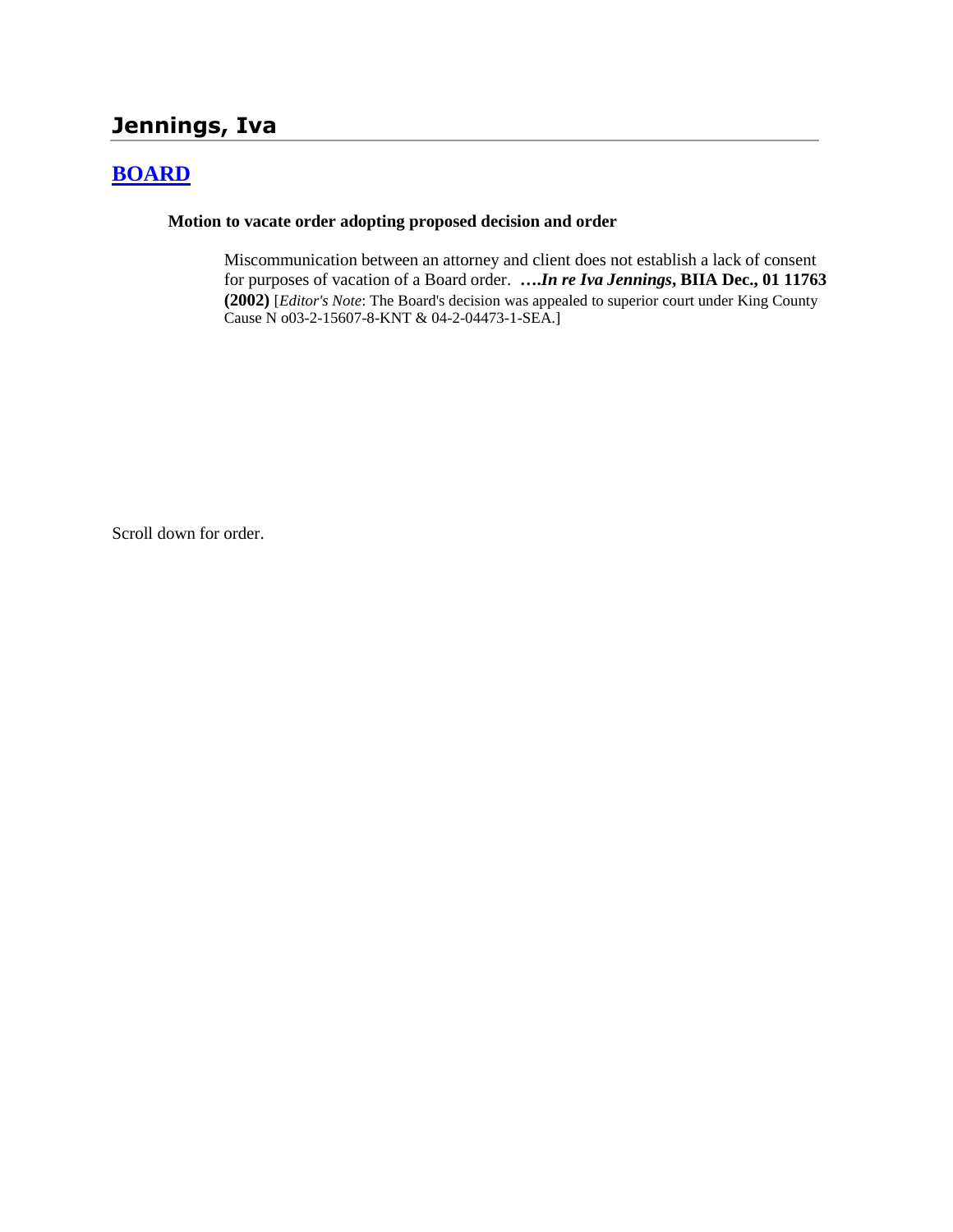# Jennings, Iva

## BOARD

**Motion to vacate order adopting proposed decision and order**

> Miscommunication between an attorney and client does not establish a lack of consent for purposes of vacation of a Board order. ****….In re Iva Jennings*, BIIA Dec., 01 11763 (2002)** [*Editor's Note*: The Board's decision was appealed to superior court under King County Cause N o03-2-15607-8-KNT & 04-2-04473-1-SEA.]

Scroll down for order.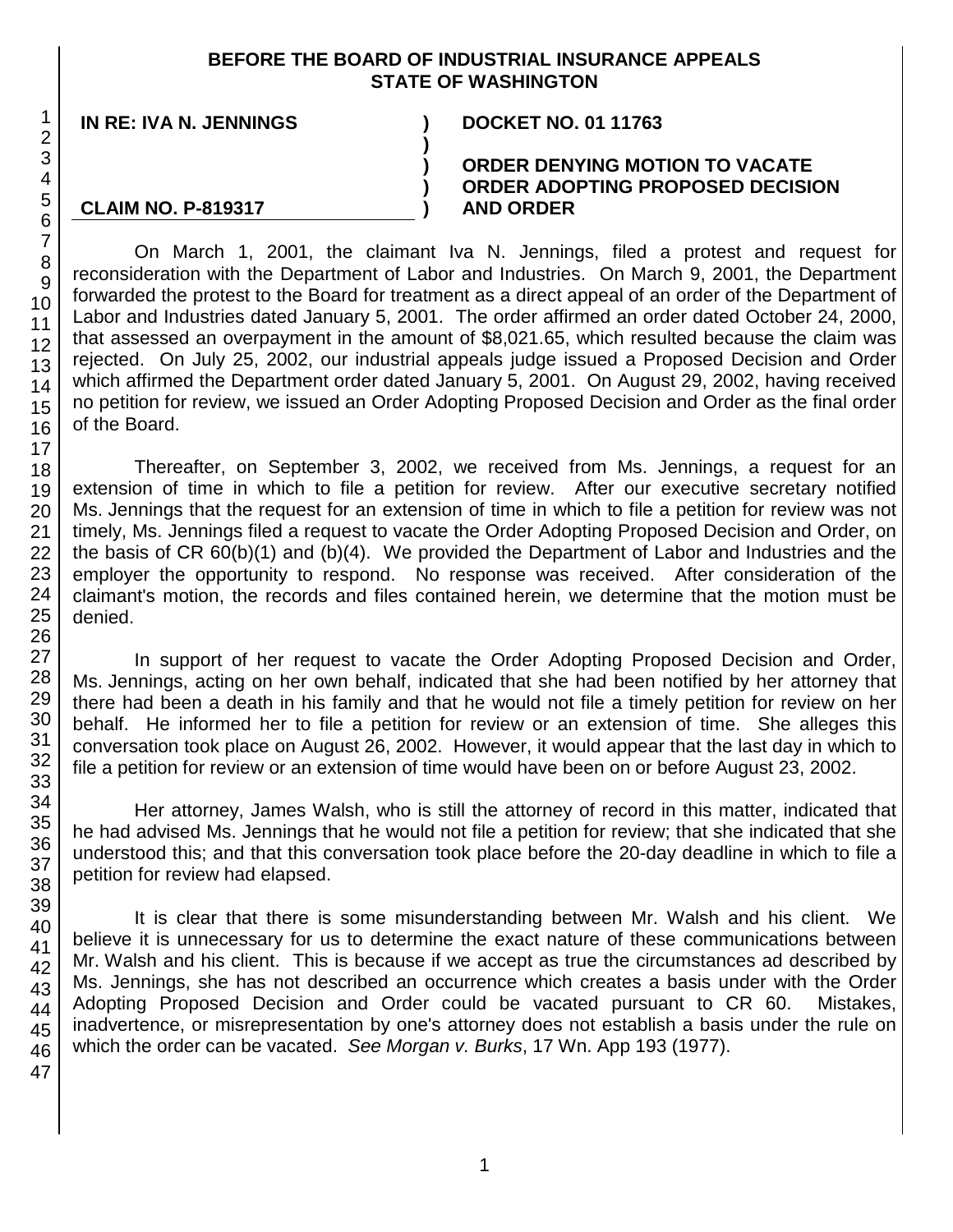**BEFORE THE BOARD OF INDUSTRIAL INSURANCE APPEALS**
**STATE OF WASHINGTON**

| | | |
|---|---|---|
| **IN RE: IVA N. JENNINGS** | **)** | **DOCKET NO. 01 11763** |
| | **)** | |
| | **)** | **ORDER DENYING MOTION TO VACATE** |
| | **)** | **ORDER ADOPTING PROPOSED DECISION** |
| **CLAIM NO. P-819317** | **)** | **AND ORDER** |

On March 1, 2001, the claimant Iva N. Jennings, filed a protest and request for reconsideration with the Department of Labor and Industries. On March 9, 2001, the Department forwarded the protest to the Board for treatment as a direct appeal of an order of the Department of Labor and Industries dated January 5, 2001. The order affirmed an order dated October 24, 2000, that assessed an overpayment in the amount of $8,021.65, which resulted because the claim was rejected. On July 25, 2002, our industrial appeals judge issued a Proposed Decision and Order which affirmed the Department order dated January 5, 2001. On August 29, 2002, having received no petition for review, we issued an Order Adopting Proposed Decision and Order as the final order of the Board.

Thereafter, on September 3, 2002, we received from Ms. Jennings, a request for an extension of time in which to file a petition for review. After our executive secretary notified Ms. Jennings that the request for an extension of time in which to file a petition for review was not timely, Ms. Jennings filed a request to vacate the Order Adopting Proposed Decision and Order, on the basis of CR 60(b)(1) and (b)(4). We provided the Department of Labor and Industries and the employer the opportunity to respond. No response was received. After consideration of the claimant's motion, the records and files contained herein, we determine that the motion must be denied.

In support of her request to vacate the Order Adopting Proposed Decision and Order, Ms. Jennings, acting on her own behalf, indicated that she had been notified by her attorney that there had been a death in his family and that he would not file a timely petition for review on her behalf. He informed her to file a petition for review or an extension of time. She alleges this conversation took place on August 26, 2002. However, it would appear that the last day in which to file a petition for review or an extension of time would have been on or before August 23, 2002.

Her attorney, James Walsh, who is still the attorney of record in this matter, indicated that he had advised Ms. Jennings that he would not file a petition for review; that she indicated that she understood this; and that this conversation took place before the 20-day deadline in which to file a petition for review had elapsed.

It is clear that there is some misunderstanding between Mr. Walsh and his client. We believe it is unnecessary for us to determine the exact nature of these communications between Mr. Walsh and his client. This is because if we accept as true the circumstances ad described by Ms. Jennings, she has not described an occurrence which creates a basis under with the Order Adopting Proposed Decision and Order could be vacated pursuant to CR 60. Mistakes, inadvertence, or misrepresentation by one's attorney does not establish a basis under the rule on which the order can be vacated. *See Morgan v. Burks*, 17 Wn. App 193 (1977).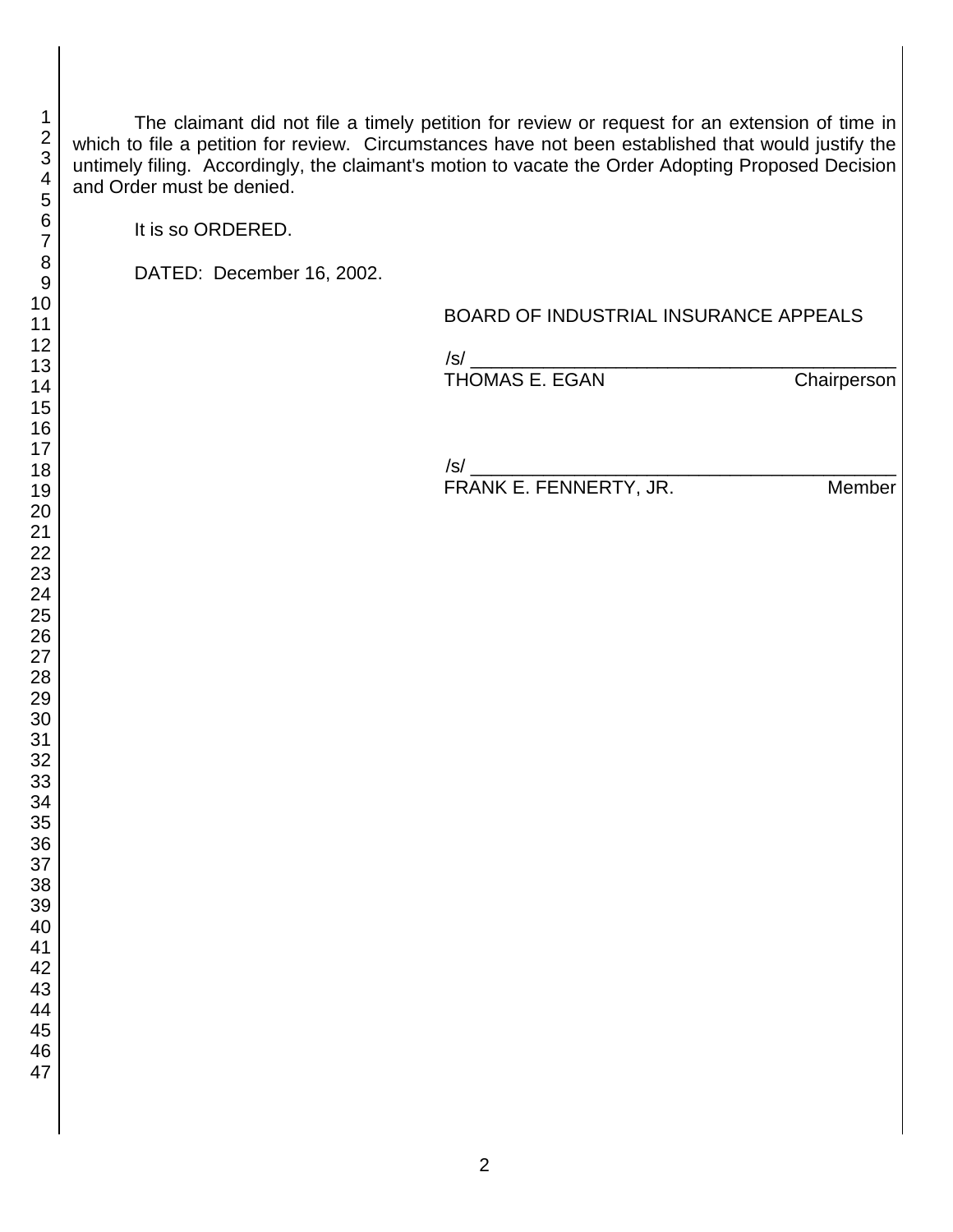The claimant did not file a timely petition for review or request for an extension of time in which to file a petition for review. Circumstances have not been established that would justify the untimely filing. Accordingly, the claimant's motion to vacate the Order Adopting Proposed Decision and Order must be denied.

It is so ORDERED.

DATED: December 16, 2002.

BOARD OF INDUSTRIAL INSURANCE APPEALS

/s/ ________________________________________
THOMAS E. EGAN Chairperson

/s/ ________________________________________
FRANK E. FENNERTY, JR. Member